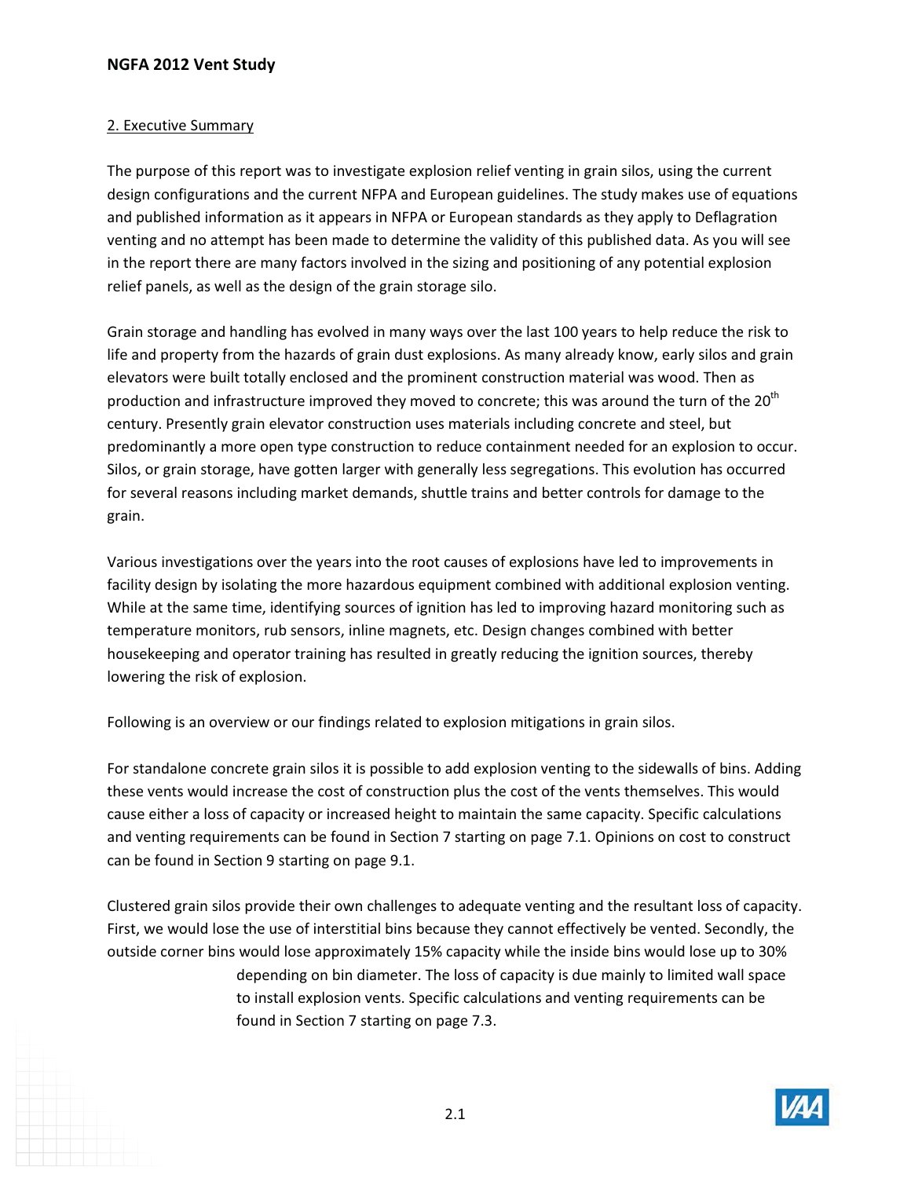## 2. Executive Summary

The purpose of this report was to investigate explosion relief venting in grain silos, using the current design configurations and the current NFPA and European guidelines. The study makes use of equations and published information as it appears in NFPA or European standards as they apply to Deflagration venting and no attempt has been made to determine the validity of this published data. As you will see in the report there are many factors involved in the sizing and positioning of any potential explosion relief panels, as well as the design of the grain storage silo.

Grain storage and handling has evolved in many ways over the last 100 years to help reduce the risk to life and property from the hazards of grain dust explosions. As many already know, early silos and grain elevators were built totally enclosed and the prominent construction material was wood. Then as production and infrastructure improved they moved to concrete; this was around the turn of the 20th century. Presently grain elevator construction uses materials including concrete and steel, but predominantly a more open type construction to reduce containment needed for an explosion to occur. Silos, or grain storage, have gotten larger with generally less segregations. This evolution has occurred for several reasons including market demands, shuttle trains and better controls for damage to the grain.

Various investigations over the years into the root causes of explosions have led to improvements in facility design by isolating the more hazardous equipment combined with additional explosion venting. While at the same time, identifying sources of ignition has led to improving hazard monitoring such as temperature monitors, rub sensors, inline magnets, etc. Design changes combined with better housekeeping and operator training has resulted in greatly reducing the ignition sources, thereby lowering the risk of explosion.

Following is an overview or our findings related to explosion mitigations in grain silos.

For standalone concrete grain silos it is possible to add explosion venting to the sidewalls of bins. Adding these vents would increase the cost of construction plus the cost of the vents themselves. This would cause either a loss of capacity or increased height to maintain the same capacity. Specific calculations and venting requirements can be found in Section 7 starting on page 7.1. Opinions on cost to construct can be found in Section 9 starting on page 9.1.

Clustered grain silos provide their own challenges to adequate venting and the resultant loss of capacity. First, we would lose the use of interstitial bins because they cannot effectively be vented. Secondly, the outside corner bins would lose approximately 15% capacity while the inside bins would lose up to 30% depending on bin diameter. The loss of capacity is due mainly to limited wall space to install explosion vents. Specific calculations and venting requirements can be found in Section 7 starting on page 7.3.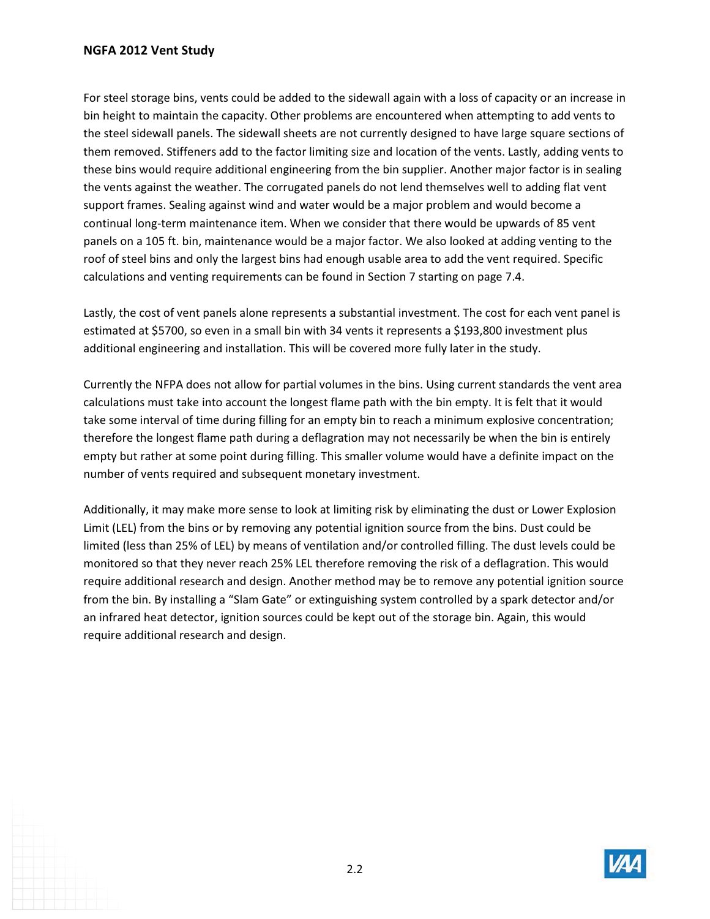For steel storage bins, vents could be added to the sidewall again with a loss of capacity or an increase in bin height to maintain the capacity. Other problems are encountered when attempting to add vents to the steel sidewall panels. The sidewall sheets are not currently designed to have large square sections of them removed. Stiffeners add to the factor limiting size and location of the vents. Lastly, adding vents to these bins would require additional engineering from the bin supplier. Another major factor is in sealing the vents against the weather. The corrugated panels do not lend themselves well to adding flat vent support frames. Sealing against wind and water would be a major problem and would become a continual long-term maintenance item. When we consider that there would be upwards of 85 vent panels on a 105 ft. bin, maintenance would be a major factor. We also looked at adding venting to the roof of steel bins and only the largest bins had enough usable area to add the vent required. Specific calculations and venting requirements can be found in Section 7 starting on page 7.4.

Lastly, the cost of vent panels alone represents a substantial investment. The cost for each vent panel is estimated at $5700, so even in a small bin with 34 vents it represents a $193,800 investment plus additional engineering and installation. This will be covered more fully later in the study.

Currently the NFPA does not allow for partial volumes in the bins. Using current standards the vent area calculations must take into account the longest flame path with the bin empty. It is felt that it would take some interval of time during filling for an empty bin to reach a minimum explosive concentration; therefore the longest flame path during a deflagration may not necessarily be when the bin is entirely empty but rather at some point during filling. This smaller volume would have a definite impact on the number of vents required and subsequent monetary investment.

Additionally, it may make more sense to look at limiting risk by eliminating the dust or Lower Explosion Limit (LEL) from the bins or by removing any potential ignition source from the bins. Dust could be limited (less than 25% of LEL) by means of ventilation and/or controlled filling. The dust levels could be monitored so that they never reach 25% LEL therefore removing the risk of a deflagration. This would require additional research and design. Another method may be to remove any potential ignition source from the bin. By installing a "Slam Gate" or extinguishing system controlled by a spark detector and/or an infrared heat detector, ignition sources could be kept out of the storage bin. Again, this would require additional research and design.